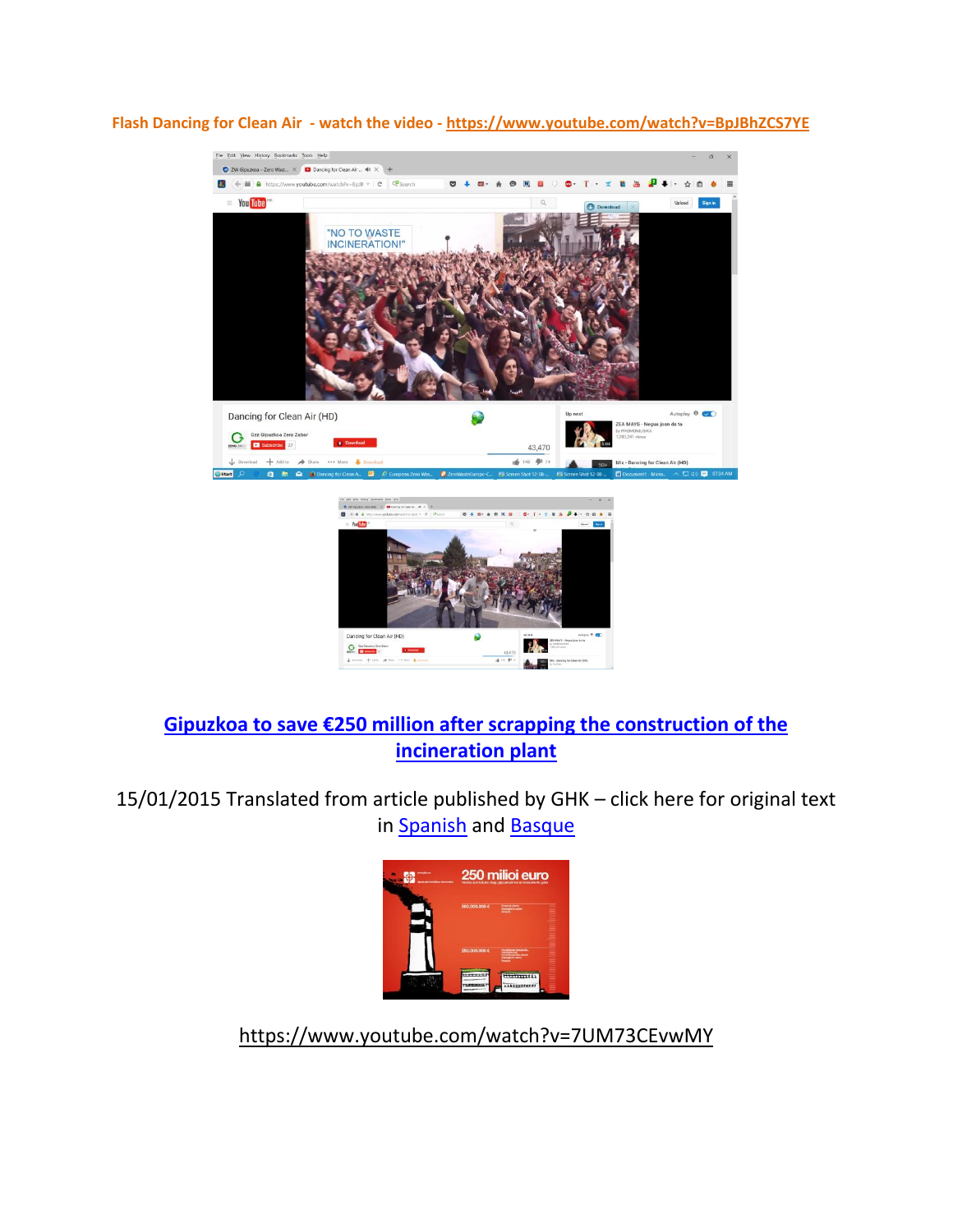**Flash Dancing for Clean Air - watch the video - https://www.youtube.com/watch?v=BpJBhZCS7YE**

## Gipuzkoa to save €250 million after scrapping the construction of the incineration plant

15/01/2015 Translated from article published by GHK – click here for original text in Spanish and Basque

https://www.youtube.com/watch?v=7UM73CEvwMY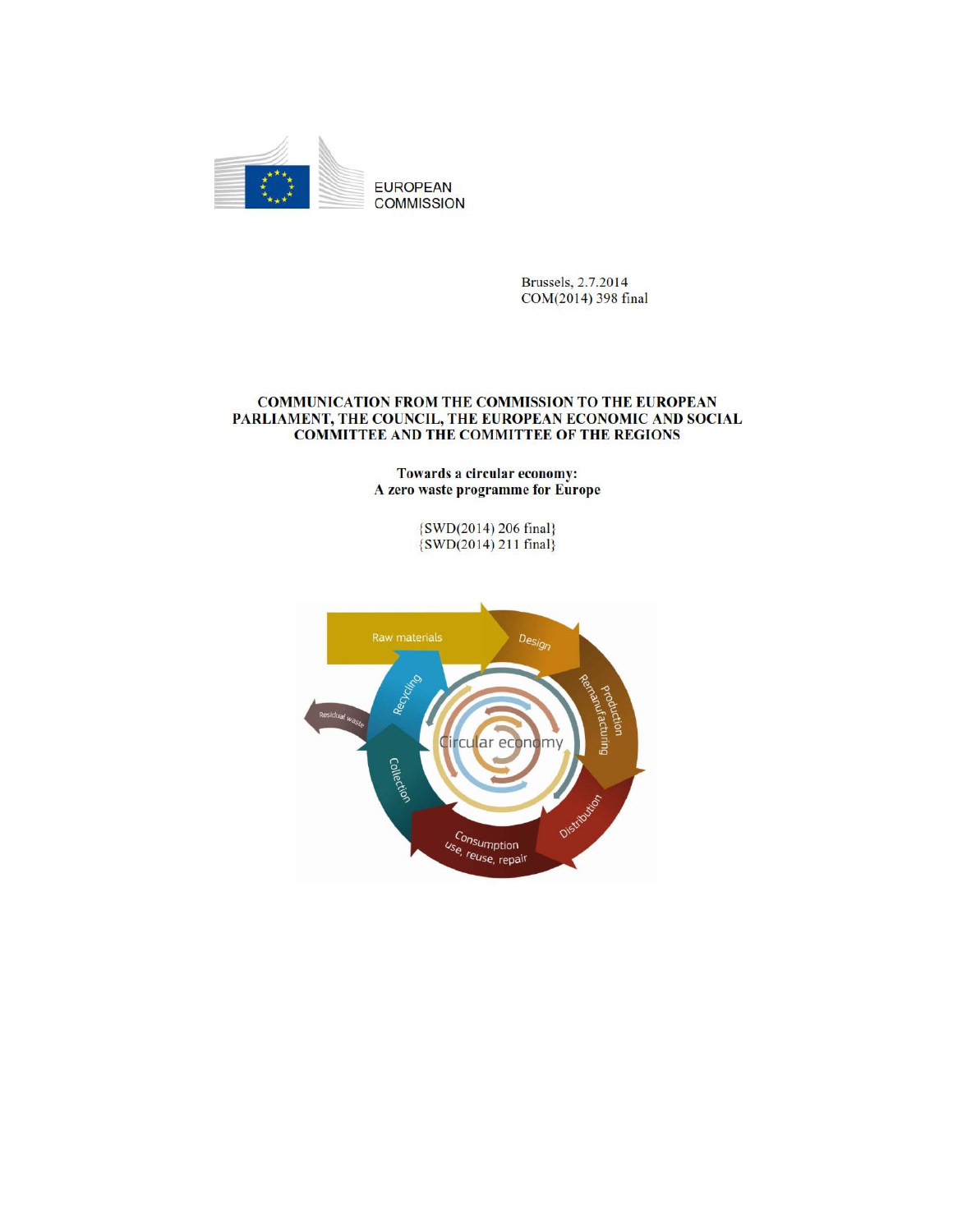EUROPEAN COMMISSION

Brussels, 2.7.2014
COM(2014) 398 final

**COMMUNICATION FROM THE COMMISSION TO THE EUROPEAN PARLIAMENT, THE COUNCIL, THE EUROPEAN ECONOMIC AND SOCIAL COMMITTEE AND THE COMMITTEE OF THE REGIONS**

**Towards a circular economy: A zero waste programme for Europe**

{SWD(2014) 206 final}
{SWD(2014) 211 final}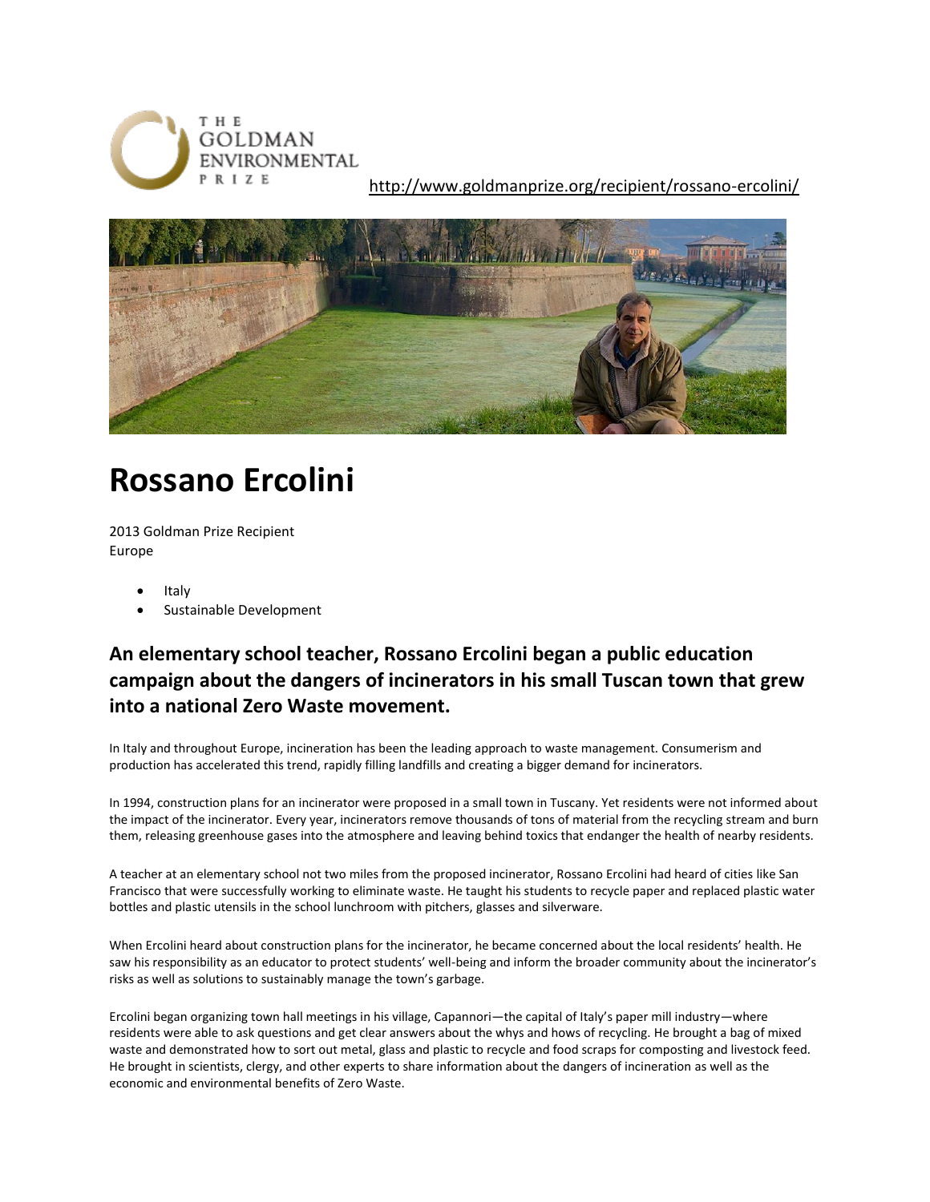THE GOLDMAN ENVIRONMENTAL PRIZE

http://www.goldmanprize.org/recipient/rossano-ercolini/

# Rossano Ercolini

2013 Goldman Prize Recipient
Europe

- Italy
- Sustainable Development

## An elementary school teacher, Rossano Ercolini began a public education campaign about the dangers of incinerators in his small Tuscan town that grew into a national Zero Waste movement.

In Italy and throughout Europe, incineration has been the leading approach to waste management. Consumerism and production has accelerated this trend, rapidly filling landfills and creating a bigger demand for incinerators.

In 1994, construction plans for an incinerator were proposed in a small town in Tuscany. Yet residents were not informed about the impact of the incinerator. Every year, incinerators remove thousands of tons of material from the recycling stream and burn them, releasing greenhouse gases into the atmosphere and leaving behind toxics that endanger the health of nearby residents.

A teacher at an elementary school not two miles from the proposed incinerator, Rossano Ercolini had heard of cities like San Francisco that were successfully working to eliminate waste. He taught his students to recycle paper and replaced plastic water bottles and plastic utensils in the school lunchroom with pitchers, glasses and silverware.

When Ercolini heard about construction plans for the incinerator, he became concerned about the local residents' health. He saw his responsibility as an educator to protect students' well-being and inform the broader community about the incinerator's risks as well as solutions to sustainably manage the town's garbage.

Ercolini began organizing town hall meetings in his village, Capannori—the capital of Italy's paper mill industry—where residents were able to ask questions and get clear answers about the whys and hows of recycling. He brought a bag of mixed waste and demonstrated how to sort out metal, glass and plastic to recycle and food scraps for composting and livestock feed. He brought in scientists, clergy, and other experts to share information about the dangers of incineration as well as the economic and environmental benefits of Zero Waste.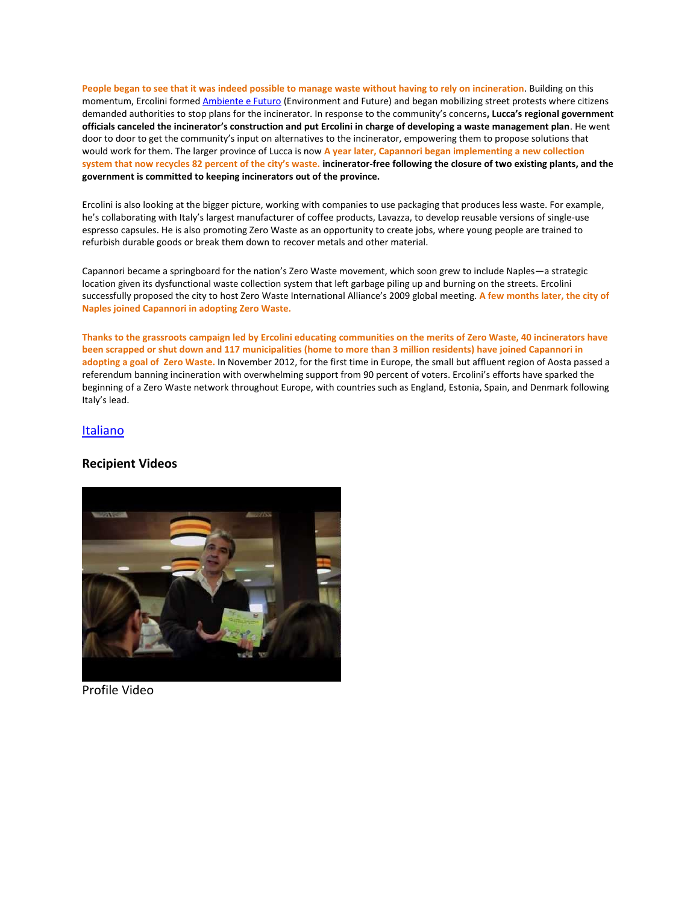**People began to see that it was indeed possible to manage waste without having to rely on incineration**. Building on this momentum, Ercolini formed [Ambiente e Futuro](#) (Environment and Future) and began mobilizing street protests where citizens demanded authorities to stop plans for the incinerator. In response to the community's concerns**, Lucca's regional government officials canceled the incinerator's construction and put Ercolini in charge of developing a waste management plan**. He went door to door to get the community's input on alternatives to the incinerator, empowering them to propose solutions that would work for them. The larger province of Lucca is now **A year later, Capannori began implementing a new collection system that now recycles 82 percent of the city's waste. incinerator-free following the closure of two existing plants, and the government is committed to keeping incinerators out of the province.**

Ercolini is also looking at the bigger picture, working with companies to use packaging that produces less waste. For example, he's collaborating with Italy's largest manufacturer of coffee products, Lavazza, to develop reusable versions of single-use espresso capsules. He is also promoting Zero Waste as an opportunity to create jobs, where young people are trained to refurbish durable goods or break them down to recover metals and other material.

Capannori became a springboard for the nation's Zero Waste movement, which soon grew to include Naples—a strategic location given its dysfunctional waste collection system that left garbage piling up and burning on the streets. Ercolini successfully proposed the city to host Zero Waste International Alliance's 2009 global meeting. **A few months later, the city of Naples joined Capannori in adopting Zero Waste.**

**Thanks to the grassroots campaign led by Ercolini educating communities on the merits of Zero Waste, 40 incinerators have been scrapped or shut down and 117 municipalities (home to more than 3 million residents) have joined Capannori in adopting a goal of Zero Waste.** In November 2012, for the first time in Europe, the small but affluent region of Aosta passed a referendum banning incineration with overwhelming support from 90 percent of voters. Ercolini's efforts have sparked the beginning of a Zero Waste network throughout Europe, with countries such as England, Estonia, Spain, and Denmark following Italy's lead.

[Italiano](#)

### Recipient Videos

Profile Video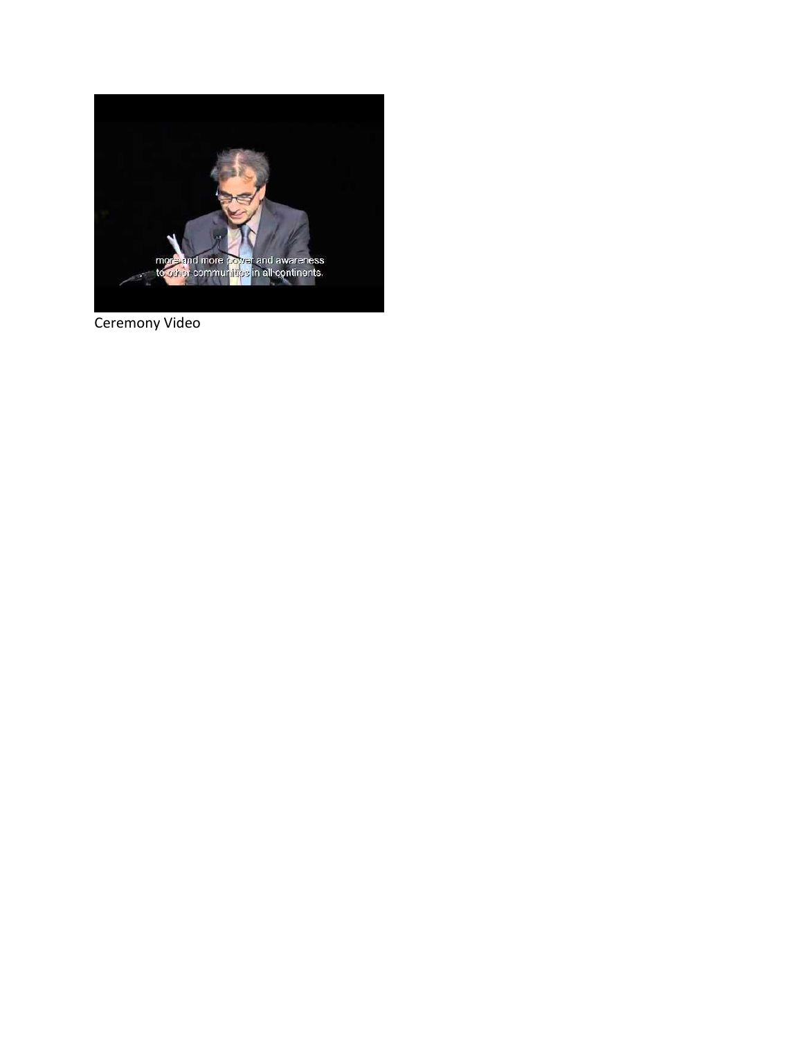Ceremony Video